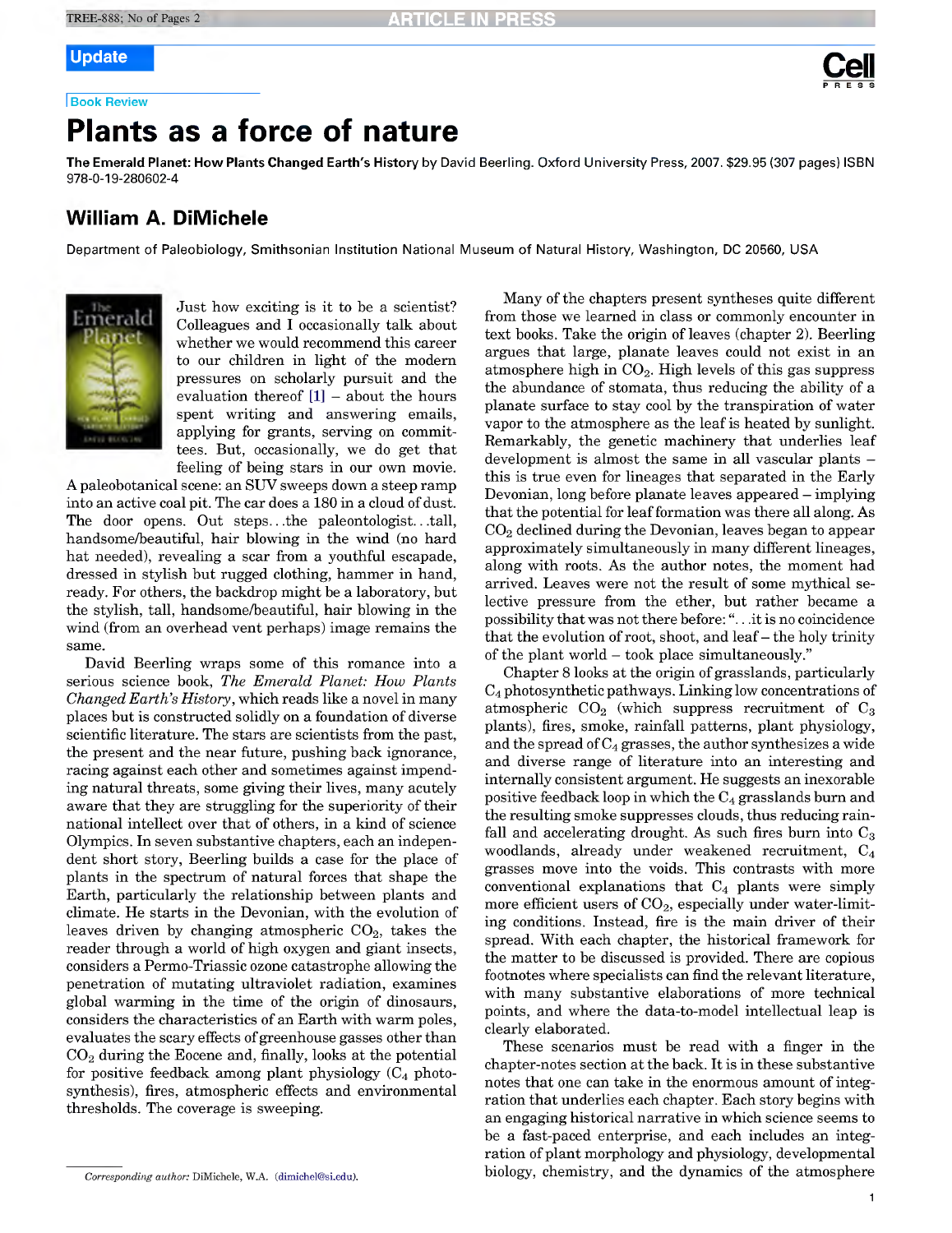Update

Book Review

# Plants as a force of nature

**The Emerald Planet: How Plants Changed Earth's History** by David Beerling. Oxford University Press, 2007. $29.95 (307 pages) ISBN 978-0-19-280602-4

## William A. DiMichele

Department of Paleobiology, Smithsonian Institution National Museum of Natural History, Washington, DC 20560, USA

Just how exciting is it to be a scientist? Colleagues and I occasionally talk about whether we would recommend this career to our children in light of the modern pressures on scholarly pursuit and the evaluation thereof [1] – about the hours spent writing and answering emails, applying for grants, serving on committees. But, occasionally, we do get that feeling of being stars in our own movie. A paleobotanical scene: an SUV sweeps down a steep ramp into an active coal pit. The car does a 180 in a cloud of dust. The door opens. Out steps...the paleontologist...tall, handsome/beautiful, hair blowing in the wind (no hard hat needed), revealing a scar from a youthful escapade, dressed in stylish but rugged clothing, hammer in hand, ready. For others, the backdrop might be a laboratory, but the stylish, tall, handsome/beautiful, hair blowing in the wind (from an overhead vent perhaps) image remains the same.

David Beerling wraps some of this romance into a serious science book, *The Emerald Planet: How Plants Changed Earth's History*, which reads like a novel in many places but is constructed solidly on a foundation of diverse scientific literature. The stars are scientists from the past, the present and the near future, pushing back ignorance, racing against each other and sometimes against impending natural threats, some giving their lives, many acutely aware that they are struggling for the superiority of their national intellect over that of others, in a kind of science Olympics. In seven substantive chapters, each an independent short story, Beerling builds a case for the place of plants in the spectrum of natural forces that shape the Earth, particularly the relationship between plants and climate. He starts in the Devonian, with the evolution of leaves driven by changing atmospheric $CO_2$, takes the reader through a world of high oxygen and giant insects, considers a Permo-Triassic ozone catastrophe allowing the penetration of mutating ultraviolet radiation, examines global warming in the time of the origin of dinosaurs, considers the characteristics of an Earth with warm poles, evaluates the scary effects of greenhouse gasses other than $CO_2$ during the Eocene and, finally, looks at the potential for positive feedback among plant physiology ($C_4$ photosynthesis), fires, atmospheric effects and environmental thresholds. The coverage is sweeping.

Many of the chapters present syntheses quite different from those we learned in class or commonly encounter in text books. Take the origin of leaves (chapter 2). Beerling argues that large, planate leaves could not exist in an atmosphere high in $CO_2$. High levels of this gas suppress the abundance of stomata, thus reducing the ability of a planate surface to stay cool by the transpiration of water vapor to the atmosphere as the leaf is heated by sunlight. Remarkably, the genetic machinery that underlies leaf development is almost the same in all vascular plants – this is true even for lineages that separated in the Early Devonian, long before planate leaves appeared – implying that the potential for leaf formation was there all along. As $CO_2$ declined during the Devonian, leaves began to appear approximately simultaneously in many different lineages, along with roots. As the author notes, the moment had arrived. Leaves were not the result of some mythical selective pressure from the ether, but rather became a possibility that was not there before: "...it is no coincidence that the evolution of root, shoot, and leaf – the holy trinity of the plant world – took place simultaneously."

Chapter 8 looks at the origin of grasslands, particularly $C_4$ photosynthetic pathways. Linking low concentrations of atmospheric $CO_2$ (which suppress recruitment of $C_3$ plants), fires, smoke, rainfall patterns, plant physiology, and the spread of $C_4$ grasses, the author synthesizes a wide and diverse range of literature into an interesting and internally consistent argument. He suggests an inexorable positive feedback loop in which the $C_4$ grasslands burn and the resulting smoke suppresses clouds, thus reducing rainfall and accelerating drought. As such fires burn into $C_3$ woodlands, already under weakened recruitment, $C_4$ grasses move into the voids. This contrasts with more conventional explanations that $C_4$ plants were simply more efficient users of $CO_2$, especially under water-limiting conditions. Instead, fire is the main driver of their spread. With each chapter, the historical framework for the matter to be discussed is provided. There are copious footnotes where specialists can find the relevant literature, with many substantive elaborations of more technical points, and where the data-to-model intellectual leap is clearly elaborated.

These scenarios must be read with a finger in the chapter-notes section at the back. It is in these substantive notes that one can take in the enormous amount of integration that underlies each chapter. Each story begins with an engaging historical narrative in which science seems to be a fast-paced enterprise, and each includes an integration of plant morphology and physiology, developmental biology, chemistry, and the dynamics of the atmosphere

*Corresponding author:* DiMichele, W.A. (dimichel@si.edu).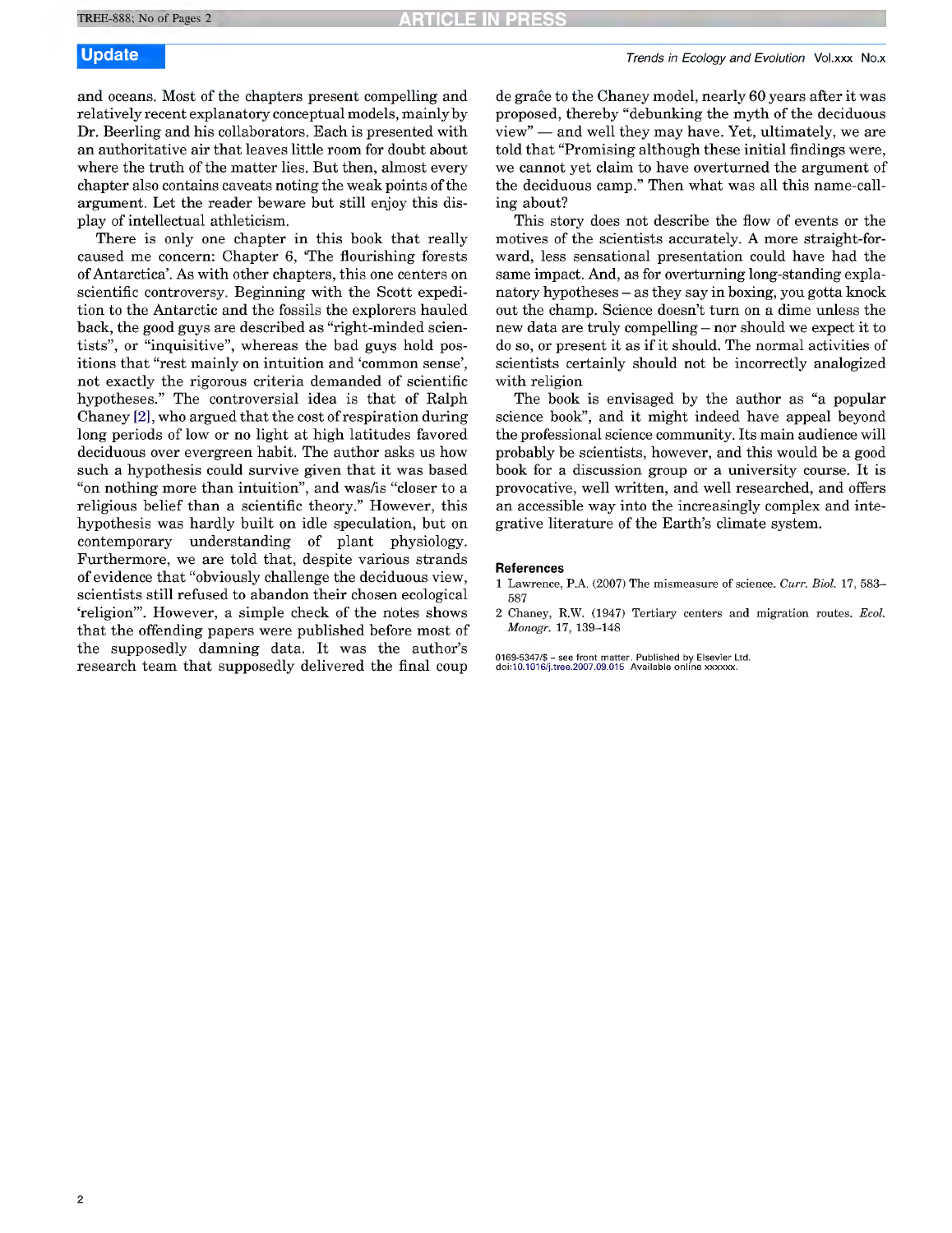and oceans. Most of the chapters present compelling and relatively recent explanatory conceptual models, mainly by Dr. Beerling and his collaborators. Each is presented with an authoritative air that leaves little room for doubt about where the truth of the matter lies. But then, almost every chapter also contains caveats noting the weak points of the argument. Let the reader beware but still enjoy this display of intellectual athleticism.

There is only one chapter in this book that really caused me concern: Chapter 6, 'The flourishing forests of Antarctica'. As with other chapters, this one centers on scientific controversy. Beginning with the Scott expedition to the Antarctic and the fossils the explorers hauled back, the good guys are described as "right-minded scientists", or "inquisitive", whereas the bad guys hold positions that "rest mainly on intuition and 'common sense', not exactly the rigorous criteria demanded of scientific hypotheses." The controversial idea is that of Ralph Chaney [2], who argued that the cost of respiration during long periods of low or no light at high latitudes favored deciduous over evergreen habit. The author asks us how such a hypothesis could survive given that it was based "on nothing more than intuition", and was/is "closer to a religious belief than a scientific theory." However, this hypothesis was hardly built on idle speculation, but on contemporary understanding of plant physiology. Furthermore, we are told that, despite various strands of evidence that "obviously challenge the deciduous view, scientists still refused to abandon their chosen ecological 'religion'". However, a simple check of the notes shows that the offending papers were published before most of the supposedly damning data. It was the author's research team that supposedly delivered the final coup de grâce to the Chaney model, nearly 60 years after it was proposed, thereby "debunking the myth of the deciduous view" — and well they may have. Yet, ultimately, we are told that "Promising although these initial findings were, we cannot yet claim to have overturned the argument of the deciduous camp." Then what was all this name-calling about?

This story does not describe the flow of events or the motives of the scientists accurately. A more straight-forward, less sensational presentation could have had the same impact. And, as for overturning long-standing explanatory hypotheses – as they say in boxing, you gotta knock out the champ. Science doesn't turn on a dime unless the new data are truly compelling – nor should we expect it to do so, or present it as if it should. The normal activities of scientists certainly should not be incorrectly analogized with religion

The book is envisaged by the author as "a popular science book", and it might indeed have appeal beyond the professional science community. Its main audience will probably be scientists, however, and this would be a good book for a discussion group or a university course. It is provocative, well written, and well researched, and offers an accessible way into the increasingly complex and integrative literature of the Earth's climate system.

### References

1 Lawrence, P.A. (2007) The mismeasure of science. *Curr. Biol.* 17, 583–587

2 Chaney, R.W. (1947) Tertiary centers and migration routes. *Ecol. Monogr.* 17, 139–148

0169-5347/$ – see front matter. Published by Elsevier Ltd.
doi:10.1016/j.tree.2007.09.015 Available online xxxxxx.